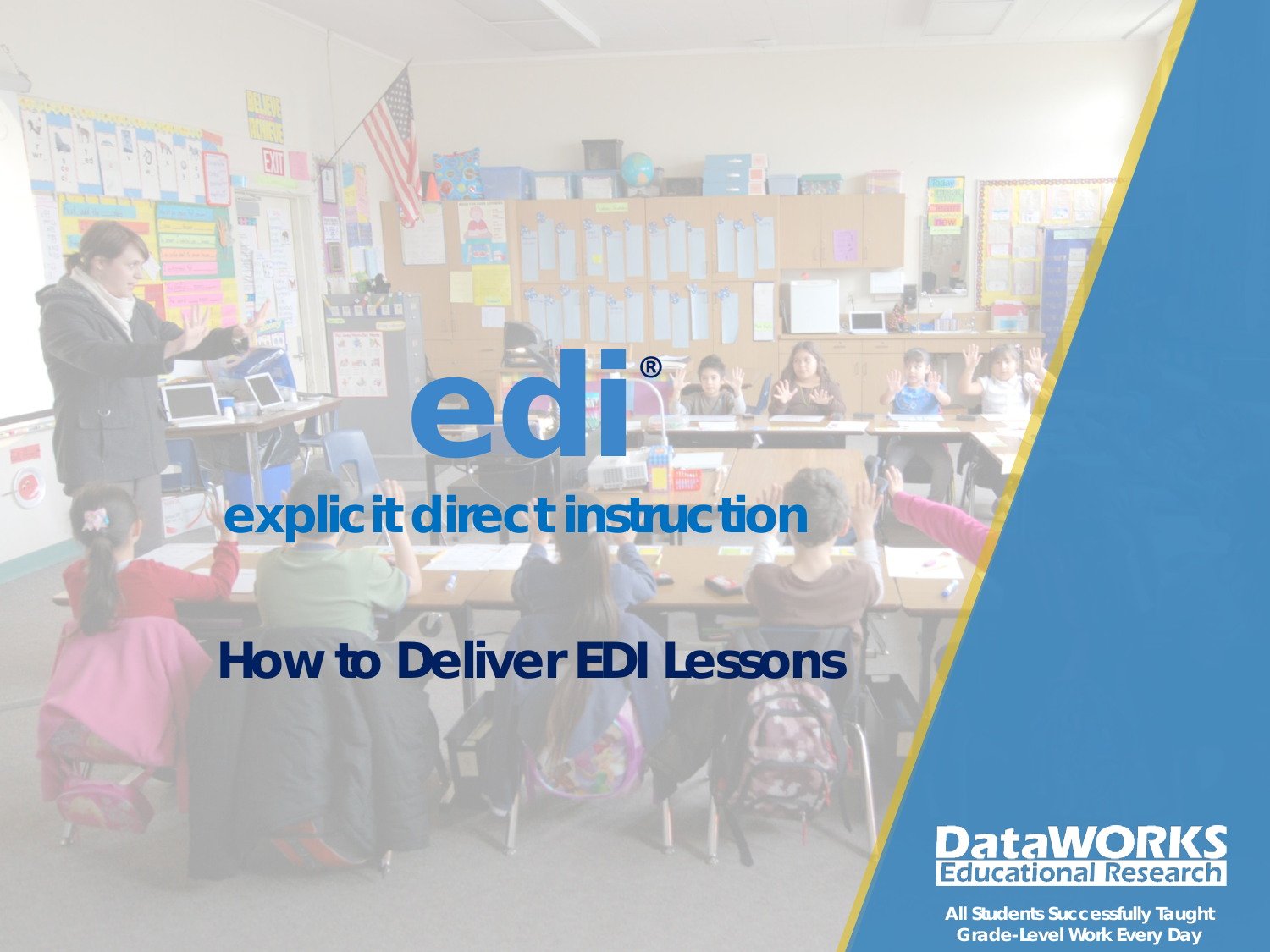# edi®

## explicit direct instruction

# How to Deliver EDI Lessons

DataWORKS Educational Research

All Students Successfully Taught Grade-Level Work Every Day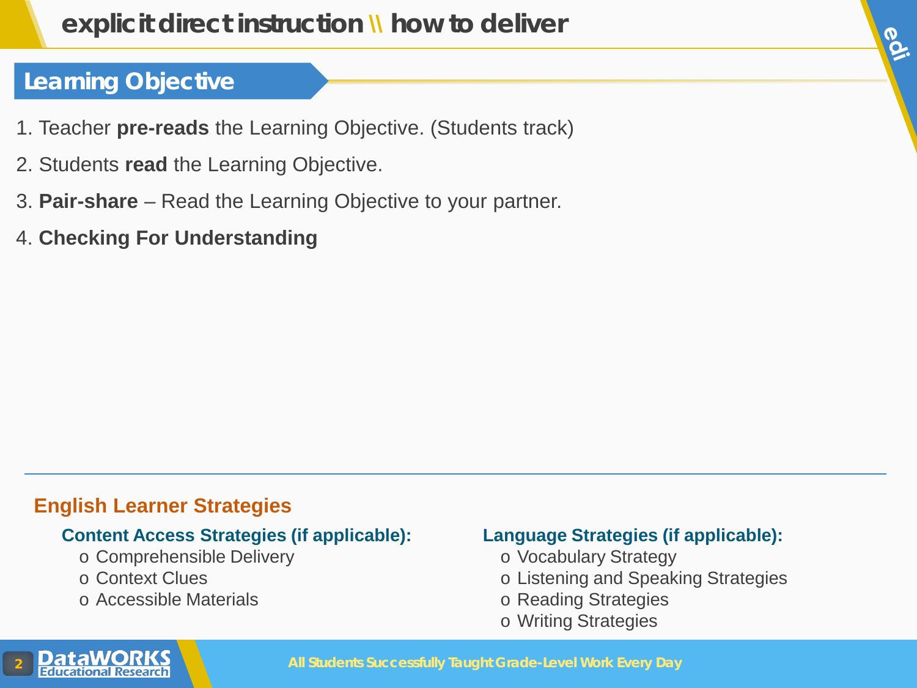# explicit direct instruction \\ how to deliver

## Learning Objective

1. Teacher **pre-reads** the Learning Objective. (Students track)
2. Students **read** the Learning Objective.
3. **Pair-share** – Read the Learning Objective to your partner.
4. **Checking For Understanding**

---

### English Learner Strategies

**Content Access Strategies (if applicable):**

- Comprehensible Delivery
- Context Clues
- Accessible Materials

**Language Strategies (if applicable):**

- Vocabulary Strategy
- Listening and Speaking Strategies
- Reading Strategies
- Writing Strategies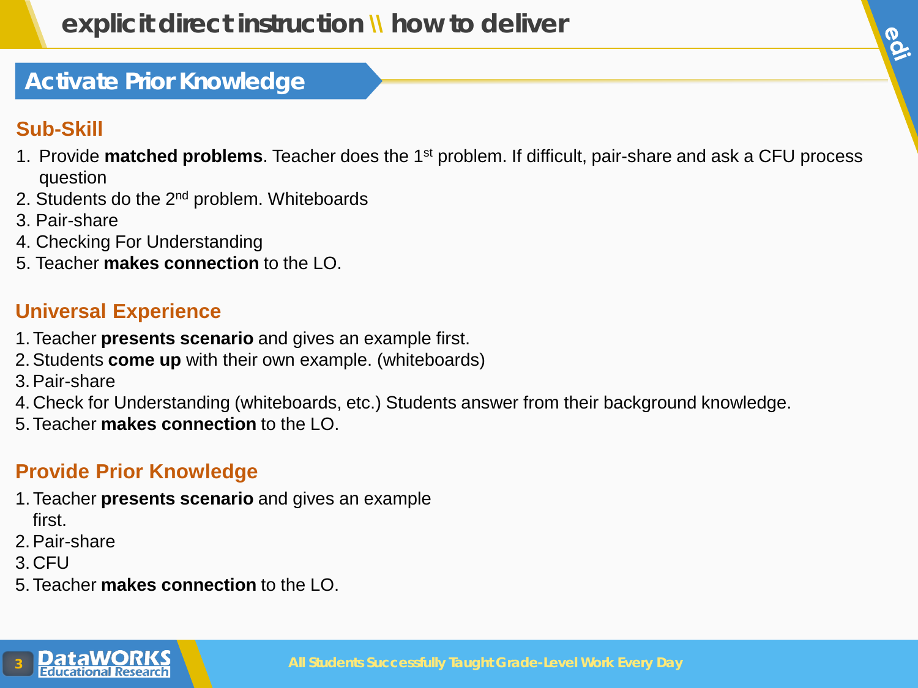# explicit direct instruction \\ how to deliver

## Activate Prior Knowledge

### Sub-Skill

1. Provide **matched problems**. Teacher does the 1st problem. If difficult, pair-share and ask a CFU process question
2. Students do the 2nd problem. Whiteboards
3. Pair-share
4. Checking For Understanding
5. Teacher **makes connection** to the LO.

### Universal Experience

1. Teacher **presents scenario** and gives an example first.
2. Students **come up** with their own example. (whiteboards)
3. Pair-share
4. Check for Understanding (whiteboards, etc.) Students answer from their background knowledge.
5. Teacher **makes connection** to the LO.

### Provide Prior Knowledge

1. Teacher **presents scenario** and gives an example first.
2. Pair-share
3. CFU
5. Teacher **makes connection** to the LO.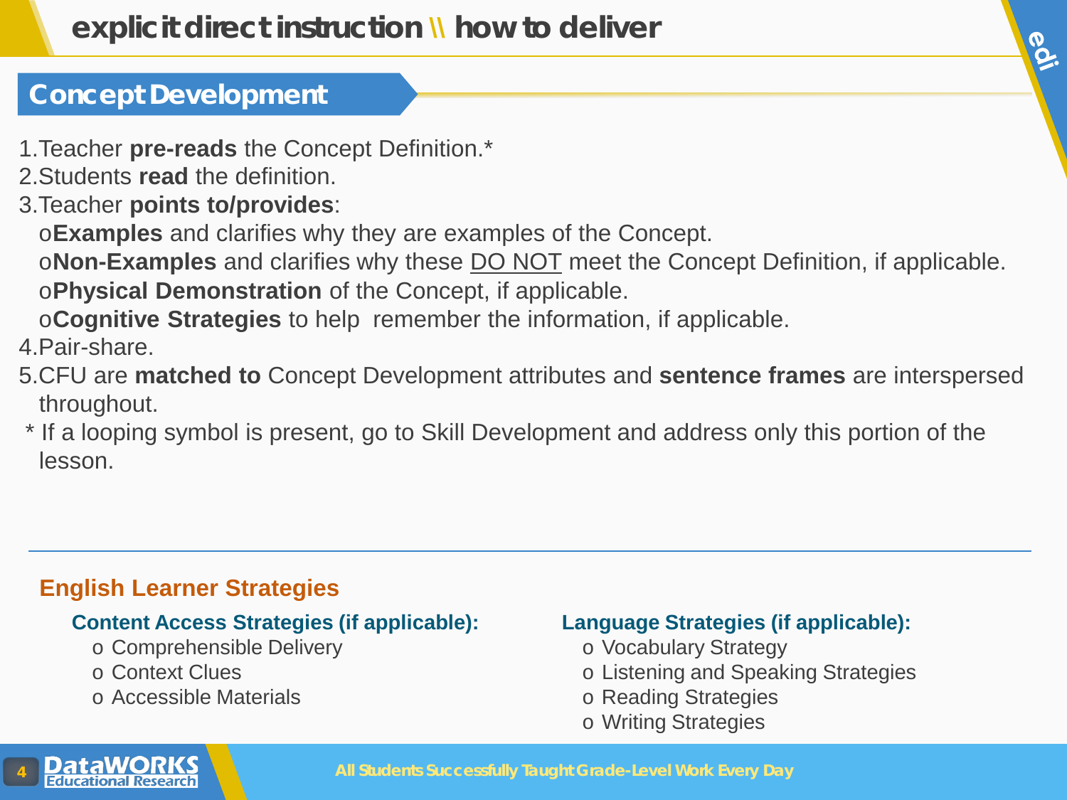# explicit direct instruction \\ how to deliver

## Concept Development

1. Teacher **pre-reads** the Concept Definition.*
2. Students **read** the definition.
3. Teacher **points to/provides**:
   - **Examples** and clarifies why they are examples of the Concept.
   - **Non-Examples** and clarifies why these DO NOT meet the Concept Definition, if applicable.
   - **Physical Demonstration** of the Concept, if applicable.
   - **Cognitive Strategies** to help remember the information, if applicable.
4. Pair-share.
5. CFU are **matched to** Concept Development attributes and **sentence frames** are interspersed throughout.

\* If a looping symbol is present, go to Skill Development and address only this portion of the lesson.

---

### English Learner Strategies

**Content Access Strategies (if applicable):**

- Comprehensible Delivery
- Context Clues
- Accessible Materials

**Language Strategies (if applicable):**

- Vocabulary Strategy
- Listening and Speaking Strategies
- Reading Strategies
- Writing Strategies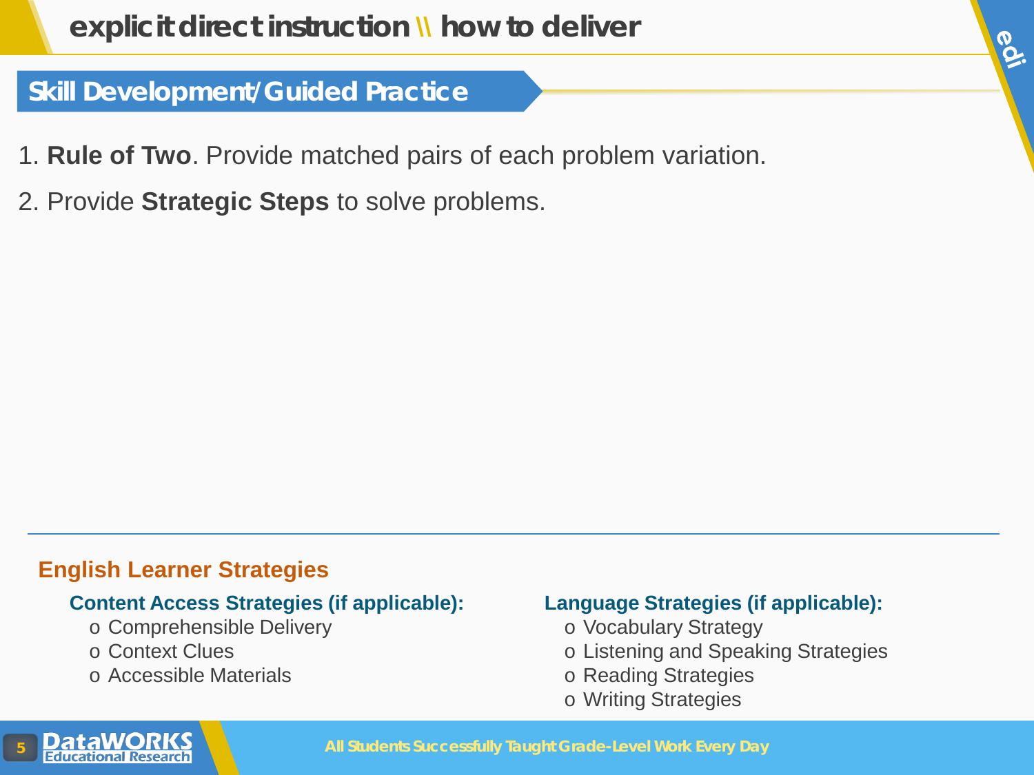# explicit direct instruction \\ how to deliver

## Skill Development/Guided Practice

1. **Rule of Two**. Provide matched pairs of each problem variation.
2. Provide **Strategic Steps** to solve problems.

### English Learner Strategies

**Content Access Strategies (if applicable):**

- Comprehensible Delivery
- Context Clues
- Accessible Materials

**Language Strategies (if applicable):**

- Vocabulary Strategy
- Listening and Speaking Strategies
- Reading Strategies
- Writing Strategies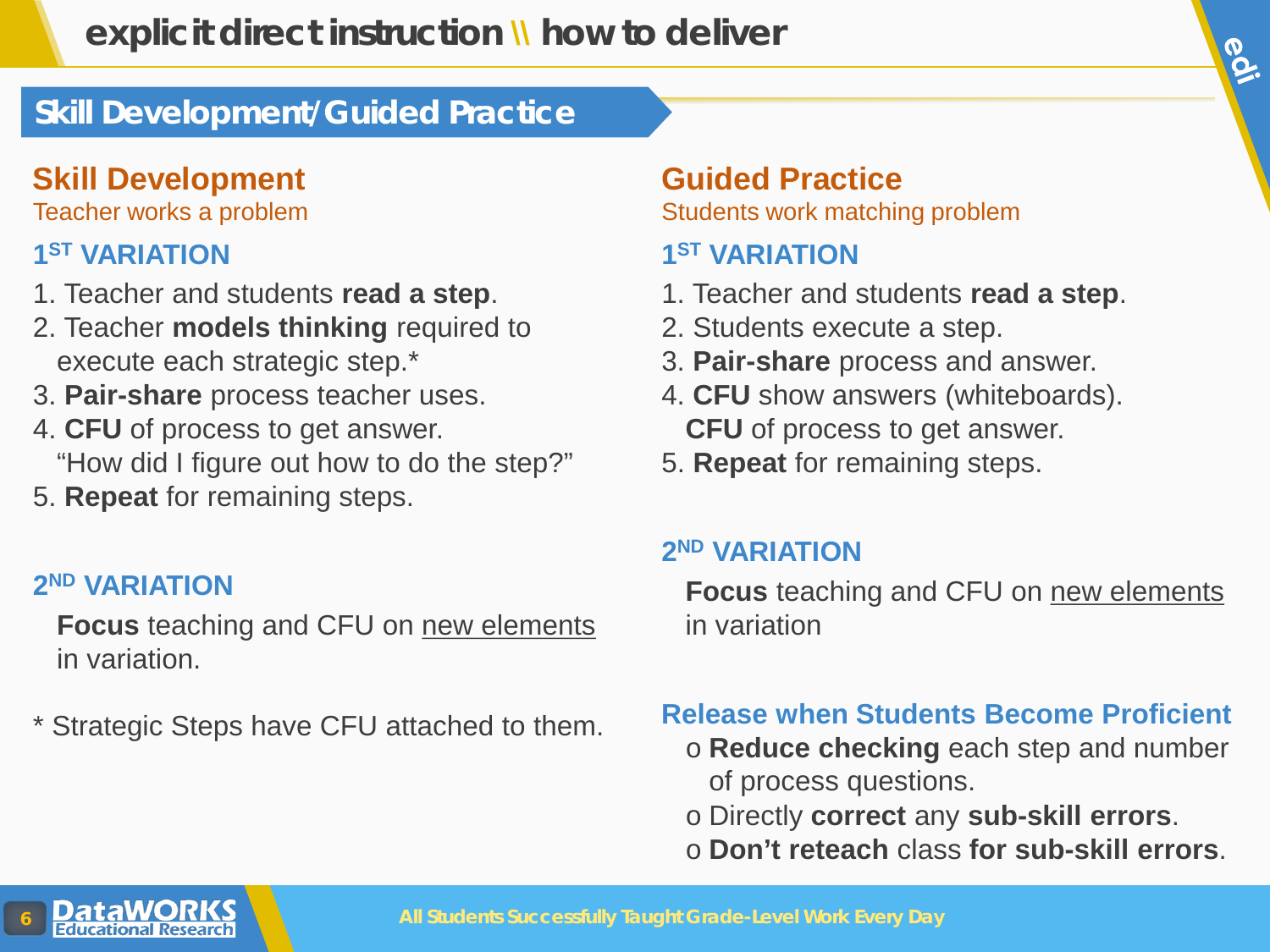# explicit direct instruction \\ how to deliver

## Skill Development/Guided Practice

### Skill Development

Teacher works a problem

#### 1ST VARIATION

1. Teacher and students **read a step**.
2. Teacher **models thinking** required to execute each strategic step.*
3. **Pair-share** process teacher uses.
4. **CFU** of process to get answer. "How did I figure out how to do the step?"
5. **Repeat** for remaining steps.

#### 2ND VARIATION

**Focus** teaching and CFU on <u>new elements</u> in variation.

* Strategic Steps have CFU attached to them.

### Guided Practice

Students work matching problem

#### 1ST VARIATION

1. Teacher and students **read a step**.
2. Students execute a step.
3. **Pair-share** process and answer.
4. **CFU** show answers (whiteboards). **CFU** of process to get answer.
5. **Repeat** for remaining steps.

#### 2ND VARIATION

**Focus** teaching and CFU on <u>new elements</u> in variation

#### Release when Students Become Proficient

- **Reduce checking** each step and number of process questions.
- Directly **correct** any **sub-skill errors**.
- **Don't reteach** class **for sub-skill errors**.

All Students Successfully Taught Grade-Level Work Every Day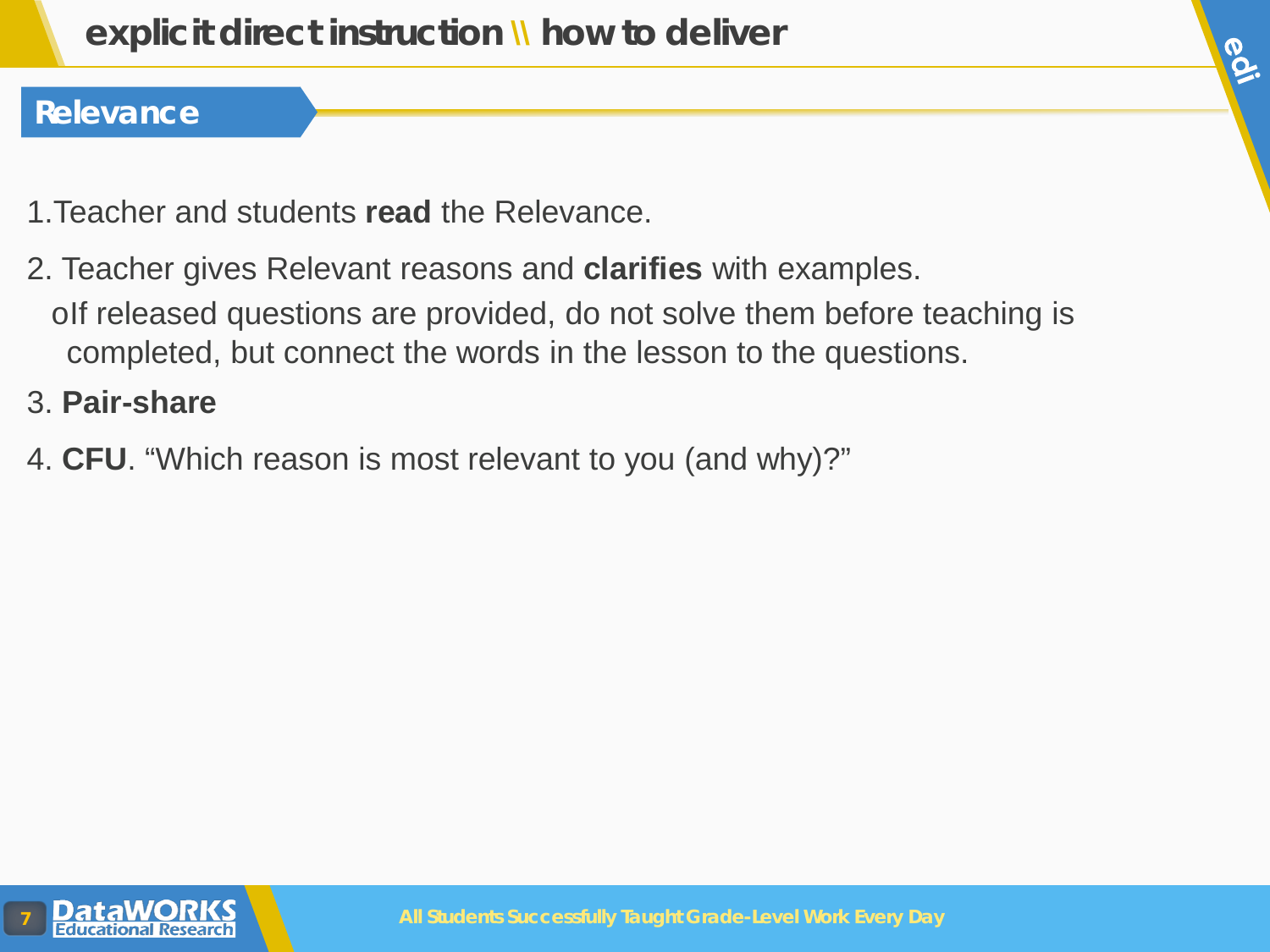# explicit direct instruction \\ how to deliver

## Relevance

1. Teacher and students **read** the Relevance.
2. Teacher gives Relevant reasons and **clarifies** with examples.
   - If released questions are provided, do not solve them before teaching is completed, but connect the words in the lesson to the questions.
3. **Pair-share**
4. **CFU**. "Which reason is most relevant to you (and why)?"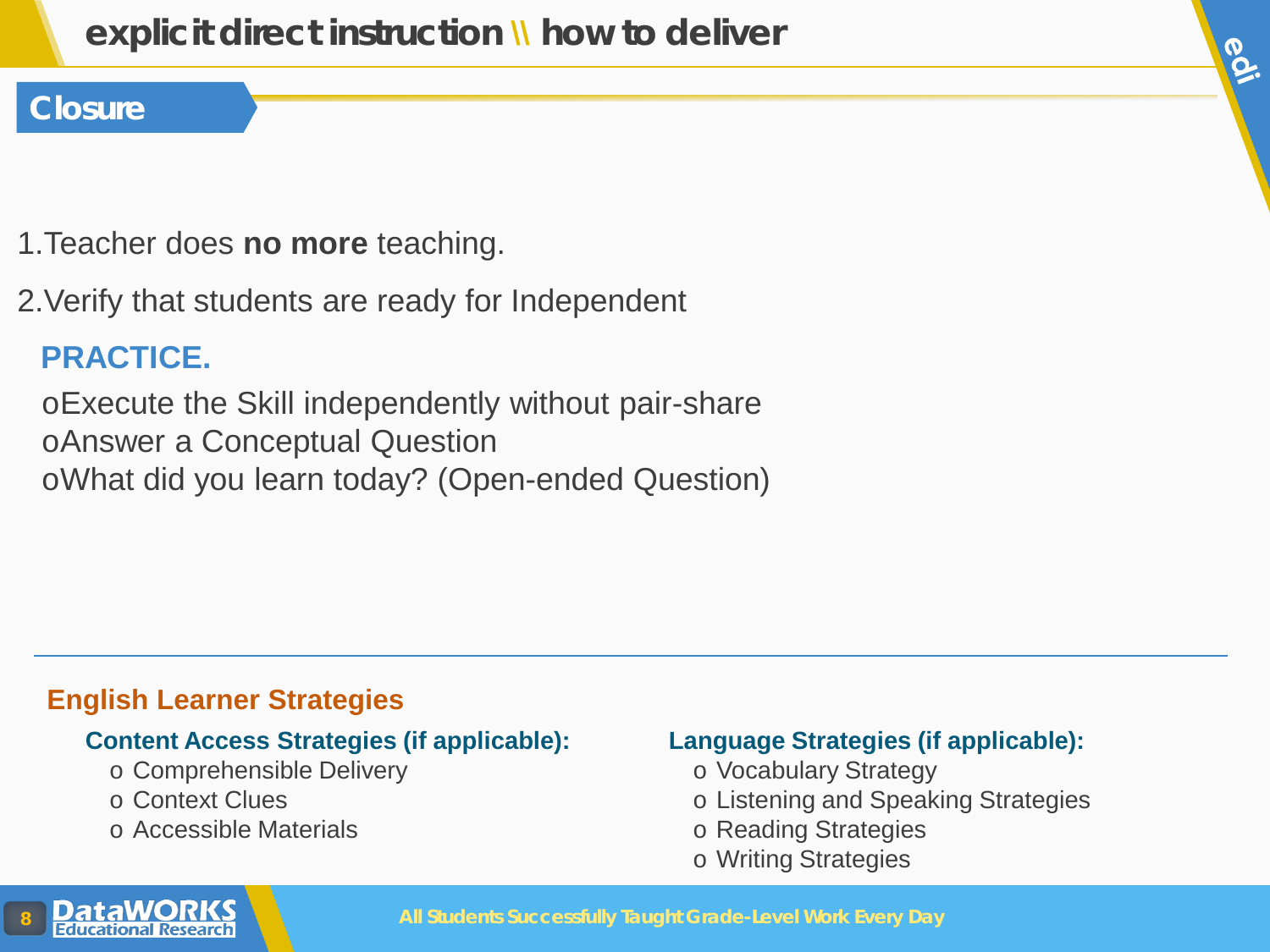# explicit direct instruction \\ how to deliver

## Closure

1. Teacher does **no more** teaching.
2. Verify that students are ready for Independent

**PRACTICE.**

- Execute the Skill independently without pair-share
- Answer a Conceptual Question
- What did you learn today? (Open-ended Question)

---

### English Learner Strategies

**Content Access Strategies (if applicable):**

- Comprehensible Delivery
- Context Clues
- Accessible Materials

**Language Strategies (if applicable):**

- Vocabulary Strategy
- Listening and Speaking Strategies
- Reading Strategies
- Writing Strategies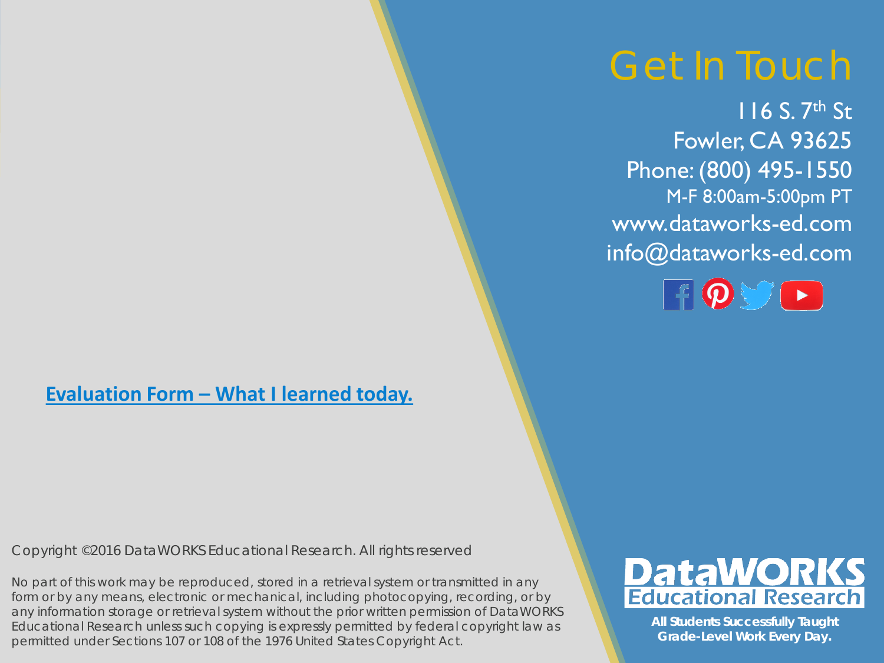# Get In Touch

116 S. 7th St
Fowler, CA 93625
Phone: (800) 495-1550
M-F 8:00am-5:00pm PT
www.dataworks-ed.com
info@dataworks-ed.com

**Evaluation Form – What I learned today.**

Copyright ©2016 DataWORKS Educational Research. All rights reserved

No part of this work may be reproduced, stored in a retrieval system or transmitted in any form or by any means, electronic or mechanical, including photocopying, recording, or by any information storage or retrieval system without the prior written permission of DataWORKS Educational Research unless such copying is expressly permitted by federal copyright law as permitted under Sections 107 or 108 of the 1976 United States Copyright Act.

DataWORKS Educational Research

**All Students Successfully Taught Grade-Level Work Every Day.**